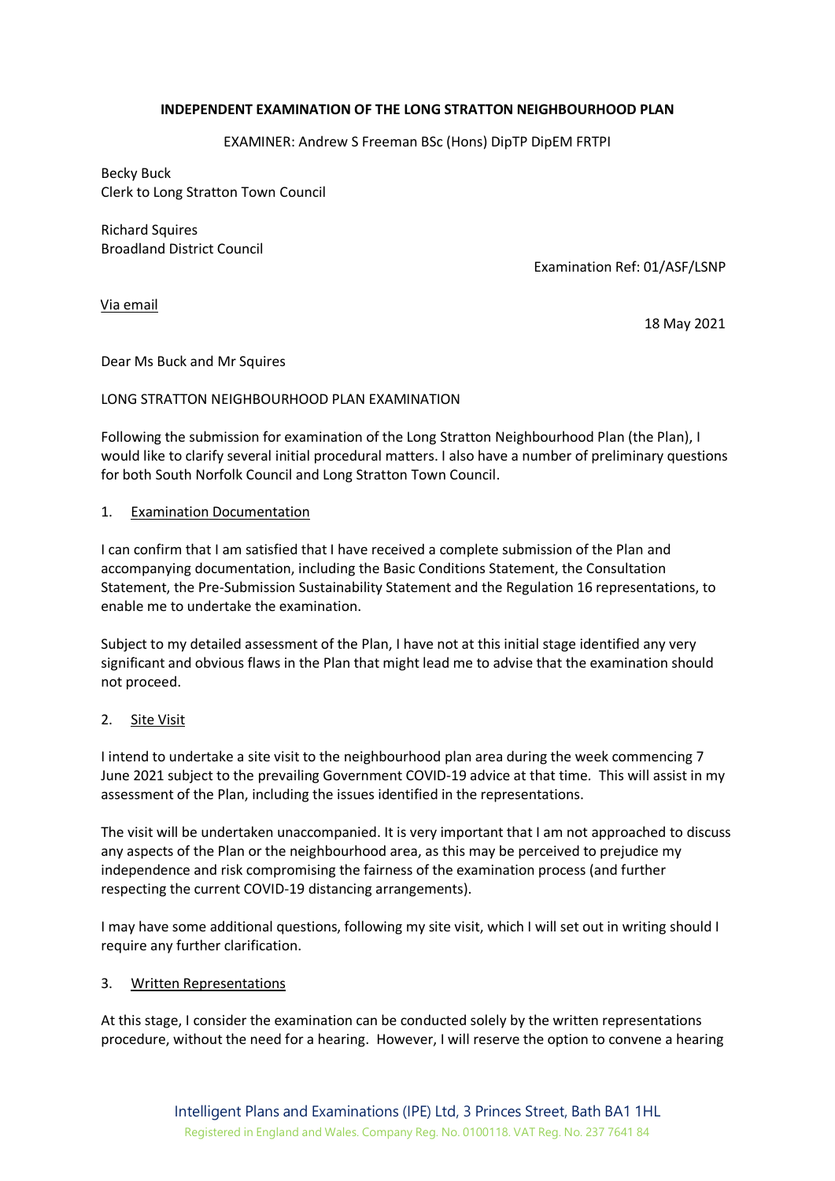**INDEPENDENT EXAMINATION OF THE LONG STRATTON NEIGHBOURHOOD PLAN**

EXAMINER: Andrew S Freeman BSc (Hons) DipTP DipEM FRTPI

Becky Buck
Clerk to Long Stratton Town Council

Richard Squires
Broadland District Council

Examination Ref: 01/ASF/LSNP

Via email

18 May 2021

Dear Ms Buck and Mr Squires

LONG STRATTON NEIGHBOURHOOD PLAN EXAMINATION

Following the submission for examination of the Long Stratton Neighbourhood Plan (the Plan), I would like to clarify several initial procedural matters. I also have a number of preliminary questions for both South Norfolk Council and Long Stratton Town Council.

1. Examination Documentation

I can confirm that I am satisfied that I have received a complete submission of the Plan and accompanying documentation, including the Basic Conditions Statement, the Consultation Statement, the Pre-Submission Sustainability Statement and the Regulation 16 representations, to enable me to undertake the examination.

Subject to my detailed assessment of the Plan, I have not at this initial stage identified any very significant and obvious flaws in the Plan that might lead me to advise that the examination should not proceed.

2. Site Visit

I intend to undertake a site visit to the neighbourhood plan area during the week commencing 7 June 2021 subject to the prevailing Government COVID-19 advice at that time. This will assist in my assessment of the Plan, including the issues identified in the representations.

The visit will be undertaken unaccompanied. It is very important that I am not approached to discuss any aspects of the Plan or the neighbourhood area, as this may be perceived to prejudice my independence and risk compromising the fairness of the examination process (and further respecting the current COVID-19 distancing arrangements).

I may have some additional questions, following my site visit, which I will set out in writing should I require any further clarification.

3. Written Representations

At this stage, I consider the examination can be conducted solely by the written representations procedure, without the need for a hearing. However, I will reserve the option to convene a hearing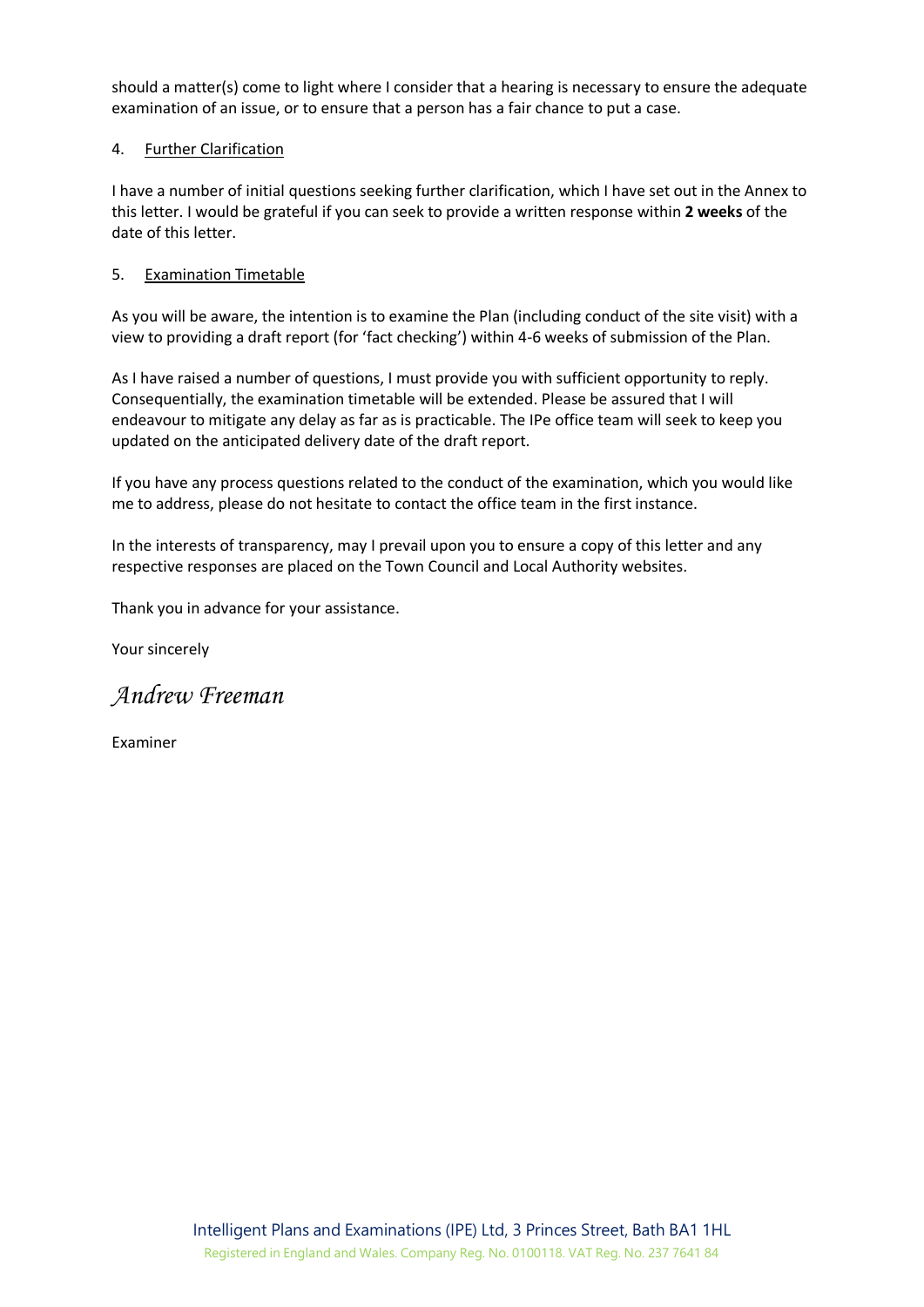should a matter(s) come to light where I consider that a hearing is necessary to ensure the adequate examination of an issue, or to ensure that a person has a fair chance to put a case.

4. Further Clarification

I have a number of initial questions seeking further clarification, which I have set out in the Annex to this letter. I would be grateful if you can seek to provide a written response within **2 weeks** of the date of this letter.

5. Examination Timetable

As you will be aware, the intention is to examine the Plan (including conduct of the site visit) with a view to providing a draft report (for 'fact checking') within 4-6 weeks of submission of the Plan.

As I have raised a number of questions, I must provide you with sufficient opportunity to reply. Consequentially, the examination timetable will be extended. Please be assured that I will endeavour to mitigate any delay as far as is practicable. The IPe office team will seek to keep you updated on the anticipated delivery date of the draft report.

If you have any process questions related to the conduct of the examination, which you would like me to address, please do not hesitate to contact the office team in the first instance.

In the interests of transparency, may I prevail upon you to ensure a copy of this letter and any respective responses are placed on the Town Council and Local Authority websites.

Thank you in advance for your assistance.

Your sincerely

*Andrew Freeman*

Examiner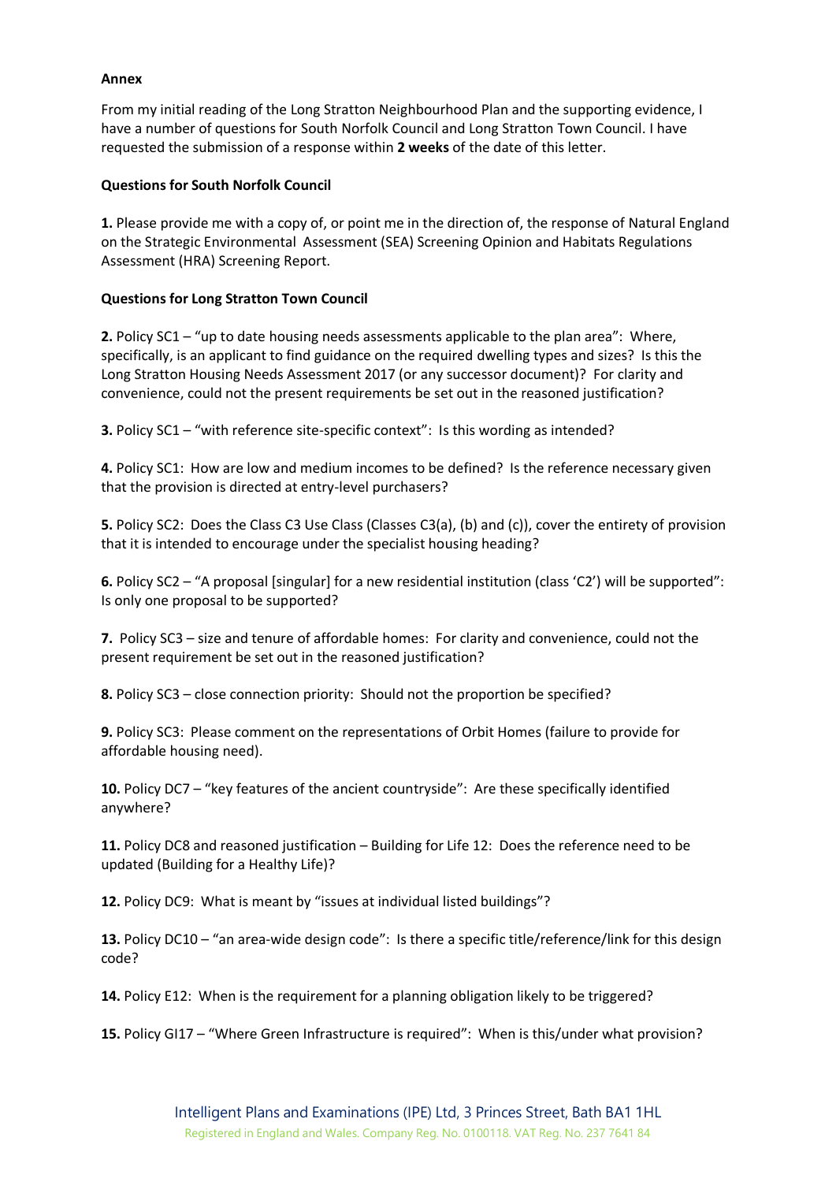**Annex**

From my initial reading of the Long Stratton Neighbourhood Plan and the supporting evidence, I have a number of questions for South Norfolk Council and Long Stratton Town Council. I have requested the submission of a response within **2 weeks** of the date of this letter.

**Questions for South Norfolk Council**

**1.** Please provide me with a copy of, or point me in the direction of, the response of Natural England on the Strategic Environmental Assessment (SEA) Screening Opinion and Habitats Regulations Assessment (HRA) Screening Report.

**Questions for Long Stratton Town Council**

**2.** Policy SC1 – "up to date housing needs assessments applicable to the plan area": Where, specifically, is an applicant to find guidance on the required dwelling types and sizes? Is this the Long Stratton Housing Needs Assessment 2017 (or any successor document)? For clarity and convenience, could not the present requirements be set out in the reasoned justification?

**3.** Policy SC1 – "with reference site-specific context": Is this wording as intended?

**4.** Policy SC1: How are low and medium incomes to be defined? Is the reference necessary given that the provision is directed at entry-level purchasers?

**5.** Policy SC2: Does the Class C3 Use Class (Classes C3(a), (b) and (c)), cover the entirety of provision that it is intended to encourage under the specialist housing heading?

**6.** Policy SC2 – "A proposal [singular] for a new residential institution (class 'C2') will be supported": Is only one proposal to be supported?

**7.** Policy SC3 – size and tenure of affordable homes: For clarity and convenience, could not the present requirement be set out in the reasoned justification?

**8.** Policy SC3 – close connection priority: Should not the proportion be specified?

**9.** Policy SC3: Please comment on the representations of Orbit Homes (failure to provide for affordable housing need).

**10.** Policy DC7 – "key features of the ancient countryside": Are these specifically identified anywhere?

**11.** Policy DC8 and reasoned justification – Building for Life 12: Does the reference need to be updated (Building for a Healthy Life)?

**12.** Policy DC9: What is meant by "issues at individual listed buildings"?

**13.** Policy DC10 – "an area-wide design code": Is there a specific title/reference/link for this design code?

**14.** Policy E12: When is the requirement for a planning obligation likely to be triggered?

**15.** Policy GI17 – "Where Green Infrastructure is required": When is this/under what provision?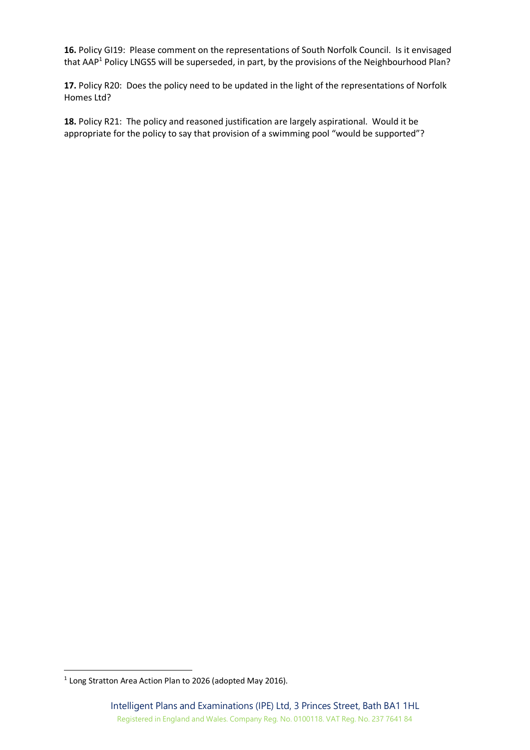**16.** Policy GI19: Please comment on the representations of South Norfolk Council. Is it envisaged that AAP[1] Policy LNGS5 will be superseded, in part, by the provisions of the Neighbourhood Plan?

**17.** Policy R20: Does the policy need to be updated in the light of the representations of Norfolk Homes Ltd?

**18.** Policy R21: The policy and reasoned justification are largely aspirational. Would it be appropriate for the policy to say that provision of a swimming pool "would be supported"?

[1] Long Stratton Area Action Plan to 2026 (adopted May 2016).